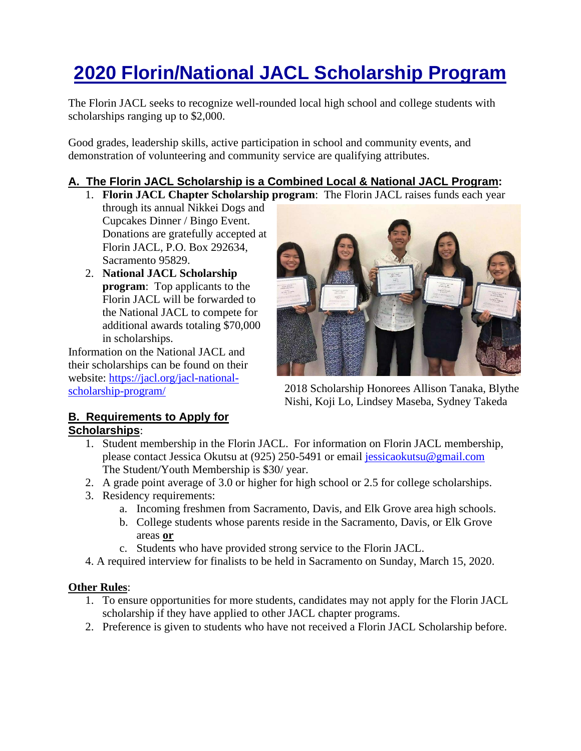# 2020 Florin/National JACL Scholarship Program

The Florin JACL seeks to recognize well-rounded local high school and college students with scholarships ranging up to $2,000.

Good grades, leadership skills, active participation in school and community events, and demonstration of volunteering and community service are qualifying attributes.

## A. The Florin JACL Scholarship is a Combined Local & National JACL Program:

1. **Florin JACL Chapter Scholarship program**: The Florin JACL raises funds each year through its annual Nikkei Dogs and Cupcakes Dinner / Bingo Event. Donations are gratefully accepted at Florin JACL, P.O. Box 292634, Sacramento 95829.
2. **National JACL Scholarship program**: Top applicants to the Florin JACL will be forwarded to the National JACL to compete for additional awards totaling $70,000 in scholarships.

Information on the National JACL and their scholarships can be found on their website: https://jacl.org/jacl-national-scholarship-program/

2018 Scholarship Honorees Allison Tanaka, Blythe Nishi, Koji Lo, Lindsey Maseba, Sydney Takeda

## B. Requirements to Apply for Scholarships:

1. Student membership in the Florin JACL. For information on Florin JACL membership, please contact Jessica Okutsu at (925) 250-5491 or email jessicaokutsu@gmail.com The Student/Youth Membership is $30/ year.
2. A grade point average of 3.0 or higher for high school or 2.5 for college scholarships.
3. Residency requirements:
   a. Incoming freshmen from Sacramento, Davis, and Elk Grove area high schools.
   b. College students whose parents reside in the Sacramento, Davis, or Elk Grove areas **or**
   c. Students who have provided strong service to the Florin JACL.
4. A required interview for finalists to be held in Sacramento on Sunday, March 15, 2020.

**Other Rules**:

1. To ensure opportunities for more students, candidates may not apply for the Florin JACL scholarship if they have applied to other JACL chapter programs.
2. Preference is given to students who have not received a Florin JACL Scholarship before.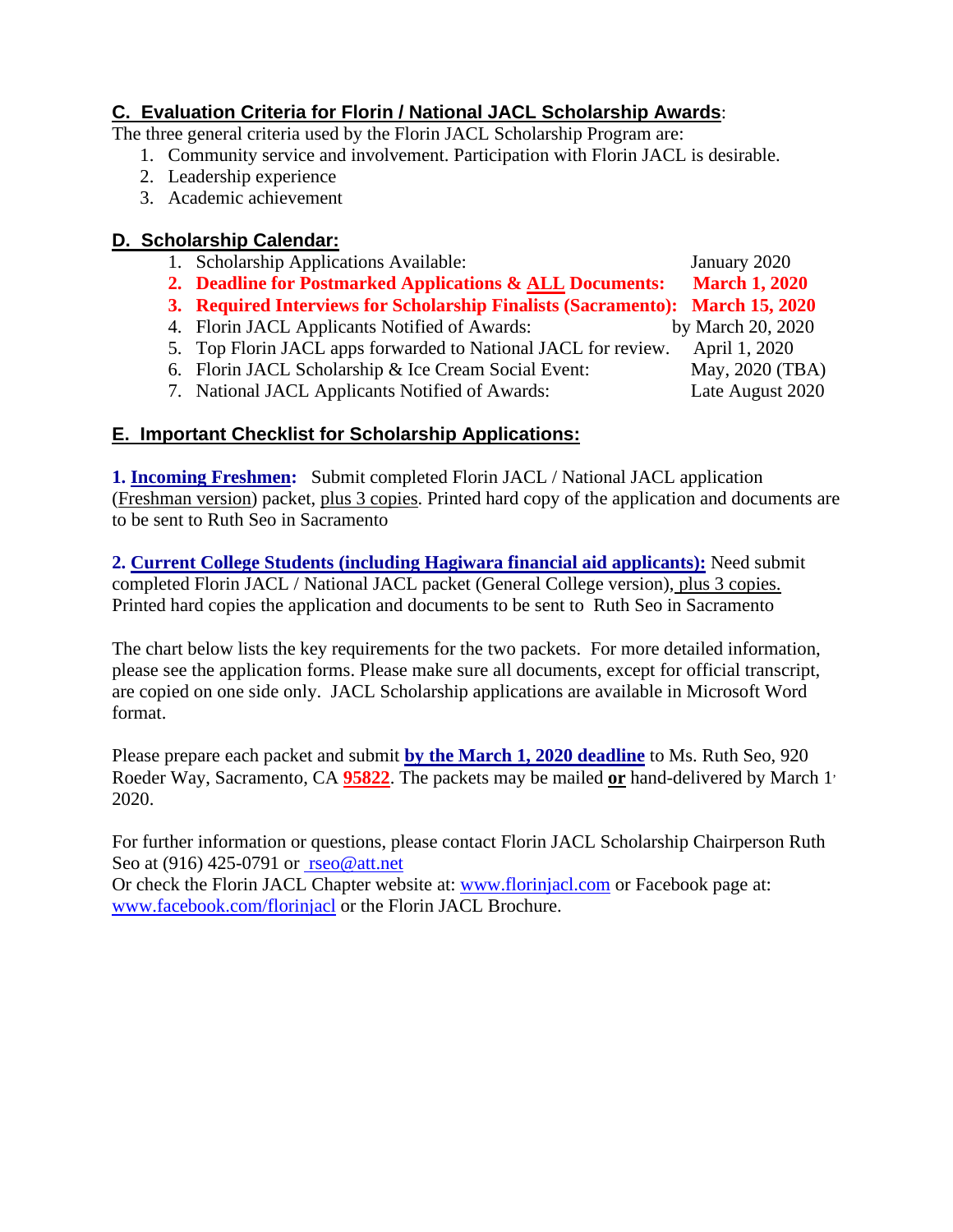## C. Evaluation Criteria for Florin / National JACL Scholarship Awards:

The three general criteria used by the Florin JACL Scholarship Program are:

1. Community service and involvement. Participation with Florin JACL is desirable.
2. Leadership experience
3. Academic achievement

## D. Scholarship Calendar:

1. Scholarship Applications Available: January 2020
2. **Deadline for Postmarked Applications & ALL Documents: March 1, 2020**
3. **Required Interviews for Scholarship Finalists (Sacramento): March 15, 2020**
4. Florin JACL Applicants Notified of Awards: by March 20, 2020
5. Top Florin JACL apps forwarded to National JACL for review. April 1, 2020
6. Florin JACL Scholarship & Ice Cream Social Event: May, 2020 (TBA)
7. National JACL Applicants Notified of Awards: Late August 2020

## E. Important Checklist for Scholarship Applications:

**1. Incoming Freshmen:** Submit completed Florin JACL / National JACL application (Freshman version) packet, plus 3 copies. Printed hard copy of the application and documents are to be sent to Ruth Seo in Sacramento

**2. Current College Students (including Hagiwara financial aid applicants):** Need submit completed Florin JACL / National JACL packet (General College version), plus 3 copies. Printed hard copies the application and documents to be sent to Ruth Seo in Sacramento

The chart below lists the key requirements for the two packets. For more detailed information, please see the application forms. Please make sure all documents, except for official transcript, are copied on one side only. JACL Scholarship applications are available in Microsoft Word format.

Please prepare each packet and submit **by the March 1, 2020 deadline** to Ms. Ruth Seo, 920 Roeder Way, Sacramento, CA **95822**. The packets may be mailed **or** hand-delivered by March 1, 2020.

For further information or questions, please contact Florin JACL Scholarship Chairperson Ruth Seo at (916) 425-0791 or rseo@att.net

Or check the Florin JACL Chapter website at: www.florinjacl.com or Facebook page at: www.facebook.com/florinjacl or the Florin JACL Brochure.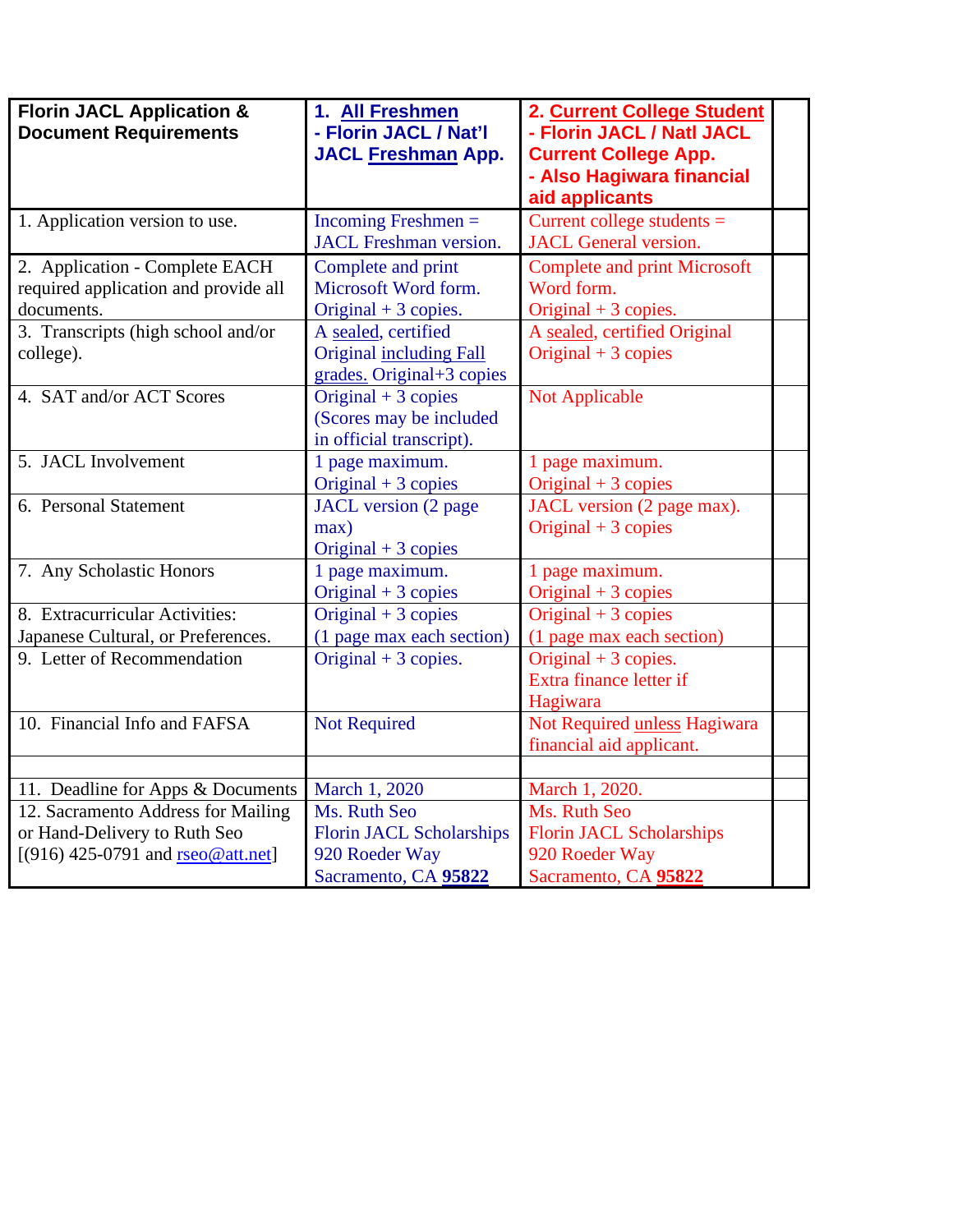| Florin JACL Application & Document Requirements | 1. All Freshmen - Florin JACL / Nat'l JACL Freshman App. | 2. Current College Student - Florin JACL / Natl JACL Current College App. - Also Hagiwara financial aid applicants | |
|---|---|---|---|
| 1. Application version to use. | Incoming Freshmen = JACL Freshman version. | Current college students = JACL General version. | |
| 2. Application - Complete EACH required application and provide all documents. | Complete and print Microsoft Word form. Original + 3 copies. | Complete and print Microsoft Word form. Original + 3 copies. | |
| 3. Transcripts (high school and/or college). | A sealed, certified Original including Fall grades. Original+3 copies | A sealed, certified Original Original + 3 copies | |
| 4. SAT and/or ACT Scores | Original + 3 copies (Scores may be included in official transcript). | Not Applicable | |
| 5. JACL Involvement | 1 page maximum. Original + 3 copies | 1 page maximum. Original + 3 copies | |
| 6. Personal Statement | JACL version (2 page max) Original + 3 copies | JACL version (2 page max). Original + 3 copies | |
| 7. Any Scholastic Honors | 1 page maximum. Original + 3 copies | 1 page maximum. Original + 3 copies | |
| 8. Extracurricular Activities: Japanese Cultural, or Preferences. | Original + 3 copies (1 page max each section) | Original + 3 copies (1 page max each section) | |
| 9. Letter of Recommendation | Original + 3 copies. | Original + 3 copies. Extra finance letter if Hagiwara | |
| 10. Financial Info and FAFSA | Not Required | Not Required unless Hagiwara financial aid applicant. | |
| | | | |
| 11. Deadline for Apps & Documents | March 1, 2020 | March 1, 2020. | |
| 12. Sacramento Address for Mailing or Hand-Delivery to Ruth Seo [(916) 425-0791 and rseo@att.net] | Ms. Ruth Seo Florin JACL Scholarships 920 Roeder Way Sacramento, CA **95822** | Ms. Ruth Seo Florin JACL Scholarships 920 Roeder Way Sacramento, CA **95822** | |